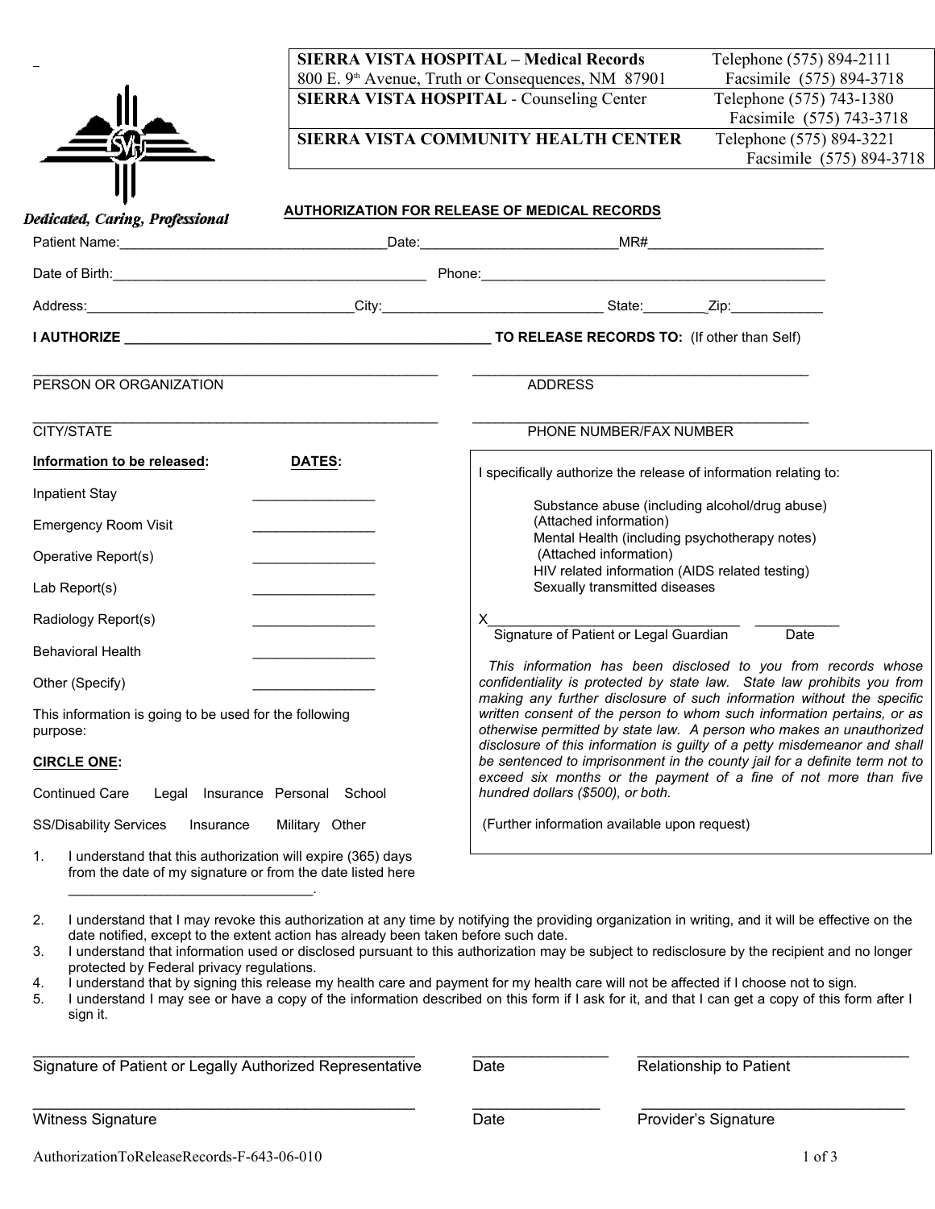| | |
|---|---|
| **SIERRA VISTA HOSPITAL – Medical Records** 800 E. 9th Avenue, Truth or Consequences, NM 87901 | Telephone (575) 894-2111 Facsimile (575) 894-3718 |
| **SIERRA VISTA HOSPITAL** - Counseling Center | Telephone (575) 743-1380 Facsimile (575) 743-3718 |
| **SIERRA VISTA COMMUNITY HEALTH CENTER** | Telephone (575) 894-3221 Facsimile (575) 894-3718 |

*Dedicated, Caring, Professional*

## AUTHORIZATION FOR RELEASE OF MEDICAL RECORDS

Patient Name:___________________________________Date:_________________________MR#_______________________

Date of Birth:__________________________________________ Phone:________________________________________________

Address:___________________________________City:_____________________________ State:________Zip:____________

**I AUTHORIZE _____________________________________________ TO RELEASE RECORDS TO:** (If other than Self)

_______________________________________________________ _____________________________________________

PERSON OR ORGANIZATION ADDRESS

_______________________________________________________ _____________________________________________

CITY/STATE PHONE NUMBER/FAX NUMBER

| **Information to be released:** | **DATES:** |
|---|---|
| Inpatient Stay | ________________ |
| Emergency Room Visit | ________________ |
| Operative Report(s) | ________________ |
| Lab Report(s) | ________________ |
| Radiology Report(s) | ________________ |
| Behavioral Health | ________________ |
| Other (Specify) | ________________ |

This information is going to be used for the following purpose:

**CIRCLE ONE:**

Continued Care Legal Insurance Personal School

SS/Disability Services Insurance Military Other

I specifically authorize the release of information relating to:

- Substance abuse (including alcohol/drug abuse) (Attached information)
- Mental Health (including psychotherapy notes) (Attached information)
- HIV related information (AIDS related testing)
- Sexually transmitted diseases

X_______________________________________ ___________

Signature of Patient or Legal Guardian Date

*This information has been disclosed to you from records whose confidentiality is protected by state law. State law prohibits you from making any further disclosure of such information without the specific written consent of the person to whom such information pertains, or as otherwise permitted by state law. A person who makes an unauthorized disclosure of this information is guilty of a petty misdemeanor and shall be sentenced to imprisonment in the county jail for a definite term not to exceed six months or the payment of a fine of not more than five hundred dollars ($500), or both.*

(Further information available upon request)

1. I understand that this authorization will expire (365) days from the date of my signature or from the date listed here _______________________________.
2. I understand that I may revoke this authorization at any time by notifying the providing organization in writing, and it will be effective on the date notified, except to the extent action has already been taken before such date.
3. I understand that information used or disclosed pursuant to this authorization may be subject to redisclosure by the recipient and no longer protected by Federal privacy regulations.
4. I understand that by signing this release my health care and payment for my health care will not be affected if I choose not to sign.
5. I understand I may see or have a copy of the information described on this form if I ask for it, and that I can get a copy of this form after I sign it.

_______________________________________________ ________________ _________________________________

Signature of Patient or Legally Authorized Representative Date Relationship to Patient

_______________________________________________ ________________ _________________________________

Witness Signature Date Provider's Signature

AuthorizationToReleaseRecords-F-643-06-010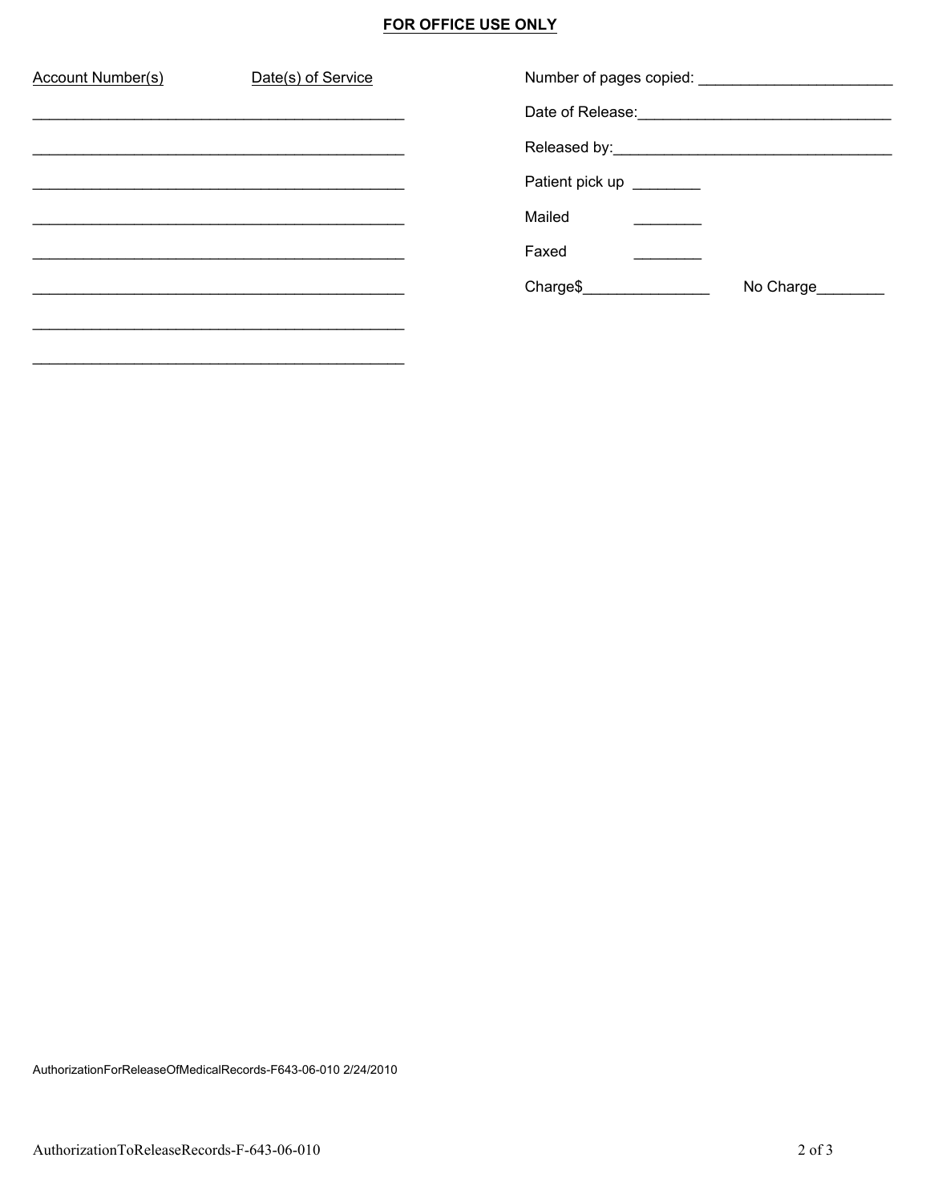**FOR OFFICE USE ONLY**

Account Number(s) Date(s) of Service

______________________________________________

______________________________________________

______________________________________________

______________________________________________

______________________________________________

______________________________________________

______________________________________________

______________________________________________

Number of pages copied: ______________________

Date of Release:_____________________________

Released by:________________________________

Patient pick up ________

Mailed ________

Faxed ________

Charge$______________ No Charge________

AuthorizationForReleaseOfMedicalRecords-F643-06-010 2/24/2010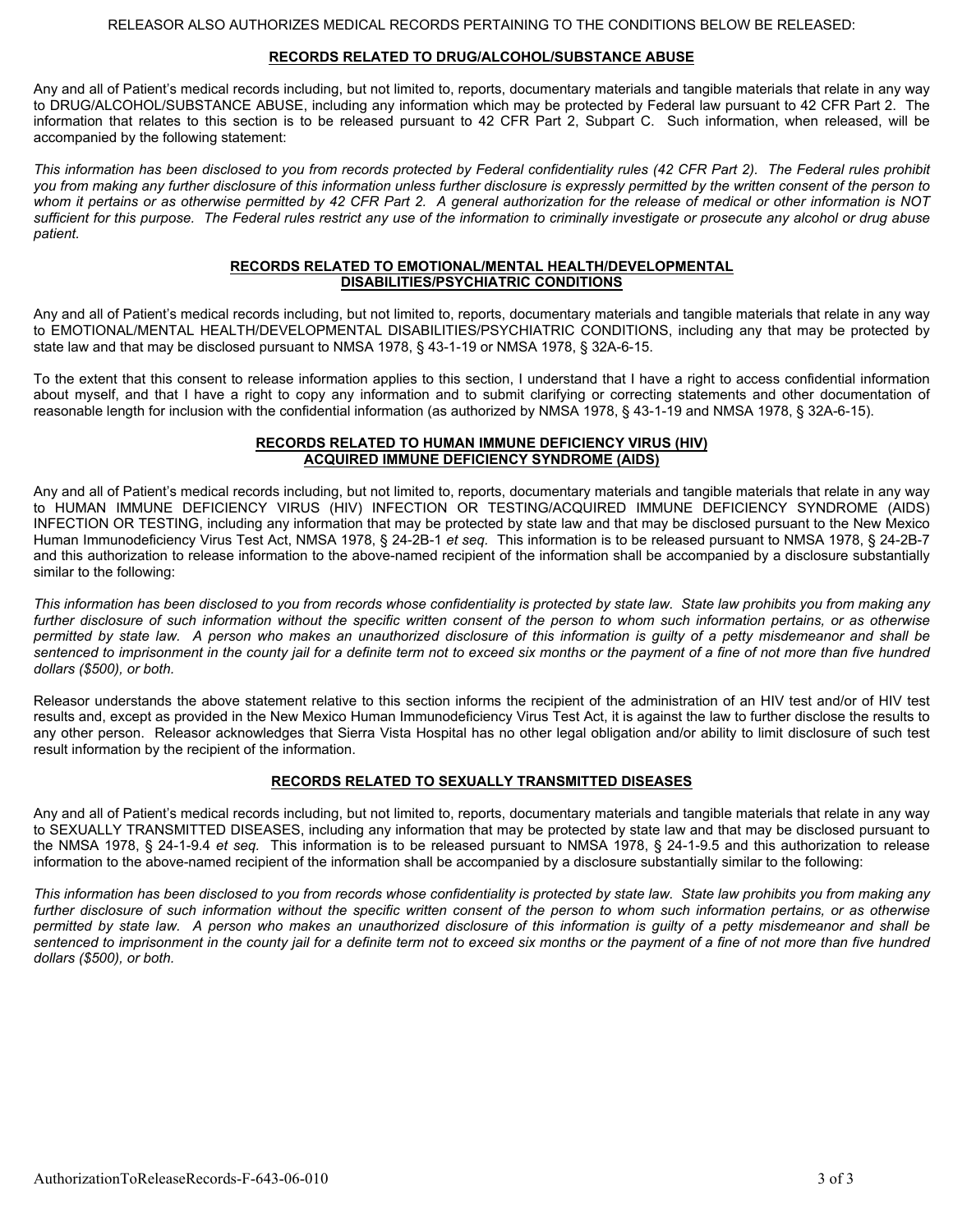RELEASOR ALSO AUTHORIZES MEDICAL RECORDS PERTAINING TO THE CONDITIONS BELOW BE RELEASED:

## **RECORDS RELATED TO DRUG/ALCOHOL/SUBSTANCE ABUSE**

Any and all of Patient's medical records including, but not limited to, reports, documentary materials and tangible materials that relate in any way to DRUG/ALCOHOL/SUBSTANCE ABUSE, including any information which may be protected by Federal law pursuant to 42 CFR Part 2. The information that relates to this section is to be released pursuant to 42 CFR Part 2, Subpart C. Such information, when released, will be accompanied by the following statement:

*This information has been disclosed to you from records protected by Federal confidentiality rules (42 CFR Part 2). The Federal rules prohibit you from making any further disclosure of this information unless further disclosure is expressly permitted by the written consent of the person to whom it pertains or as otherwise permitted by 42 CFR Part 2. A general authorization for the release of medical or other information is NOT sufficient for this purpose. The Federal rules restrict any use of the information to criminally investigate or prosecute any alcohol or drug abuse patient.*

## **RECORDS RELATED TO EMOTIONAL/MENTAL HEALTH/DEVELOPMENTAL DISABILITIES/PSYCHIATRIC CONDITIONS**

Any and all of Patient's medical records including, but not limited to, reports, documentary materials and tangible materials that relate in any way to EMOTIONAL/MENTAL HEALTH/DEVELOPMENTAL DISABILITIES/PSYCHIATRIC CONDITIONS, including any that may be protected by state law and that may be disclosed pursuant to NMSA 1978, § 43-1-19 or NMSA 1978, § 32A-6-15.

To the extent that this consent to release information applies to this section, I understand that I have a right to access confidential information about myself, and that I have a right to copy any information and to submit clarifying or correcting statements and other documentation of reasonable length for inclusion with the confidential information (as authorized by NMSA 1978, § 43-1-19 and NMSA 1978, § 32A-6-15).

## **RECORDS RELATED TO HUMAN IMMUNE DEFICIENCY VIRUS (HIV) ACQUIRED IMMUNE DEFICIENCY SYNDROME (AIDS)**

Any and all of Patient's medical records including, but not limited to, reports, documentary materials and tangible materials that relate in any way to HUMAN IMMUNE DEFICIENCY VIRUS (HIV) INFECTION OR TESTING/ACQUIRED IMMUNE DEFICIENCY SYNDROME (AIDS) INFECTION OR TESTING, including any information that may be protected by state law and that may be disclosed pursuant to the New Mexico Human Immunodeficiency Virus Test Act, NMSA 1978, § 24-2B-1 *et seq.* This information is to be released pursuant to NMSA 1978, § 24-2B-7 and this authorization to release information to the above-named recipient of the information shall be accompanied by a disclosure substantially similar to the following:

*This information has been disclosed to you from records whose confidentiality is protected by state law. State law prohibits you from making any further disclosure of such information without the specific written consent of the person to whom such information pertains, or as otherwise permitted by state law. A person who makes an unauthorized disclosure of this information is guilty of a petty misdemeanor and shall be sentenced to imprisonment in the county jail for a definite term not to exceed six months or the payment of a fine of not more than five hundred dollars ($500), or both.*

Releasor understands the above statement relative to this section informs the recipient of the administration of an HIV test and/or of HIV test results and, except as provided in the New Mexico Human Immunodeficiency Virus Test Act, it is against the law to further disclose the results to any other person. Releasor acknowledges that Sierra Vista Hospital has no other legal obligation and/or ability to limit disclosure of such test result information by the recipient of the information.

## **RECORDS RELATED TO SEXUALLY TRANSMITTED DISEASES**

Any and all of Patient's medical records including, but not limited to, reports, documentary materials and tangible materials that relate in any way to SEXUALLY TRANSMITTED DISEASES, including any information that may be protected by state law and that may be disclosed pursuant to the NMSA 1978, § 24-1-9.4 *et seq.* This information is to be released pursuant to NMSA 1978, § 24-1-9.5 and this authorization to release information to the above-named recipient of the information shall be accompanied by a disclosure substantially similar to the following:

*This information has been disclosed to you from records whose confidentiality is protected by state law. State law prohibits you from making any further disclosure of such information without the specific written consent of the person to whom such information pertains, or as otherwise permitted by state law. A person who makes an unauthorized disclosure of this information is guilty of a petty misdemeanor and shall be sentenced to imprisonment in the county jail for a definite term not to exceed six months or the payment of a fine of not more than five hundred dollars ($500), or both.*

AuthorizationToReleaseRecords-F-643-06-010